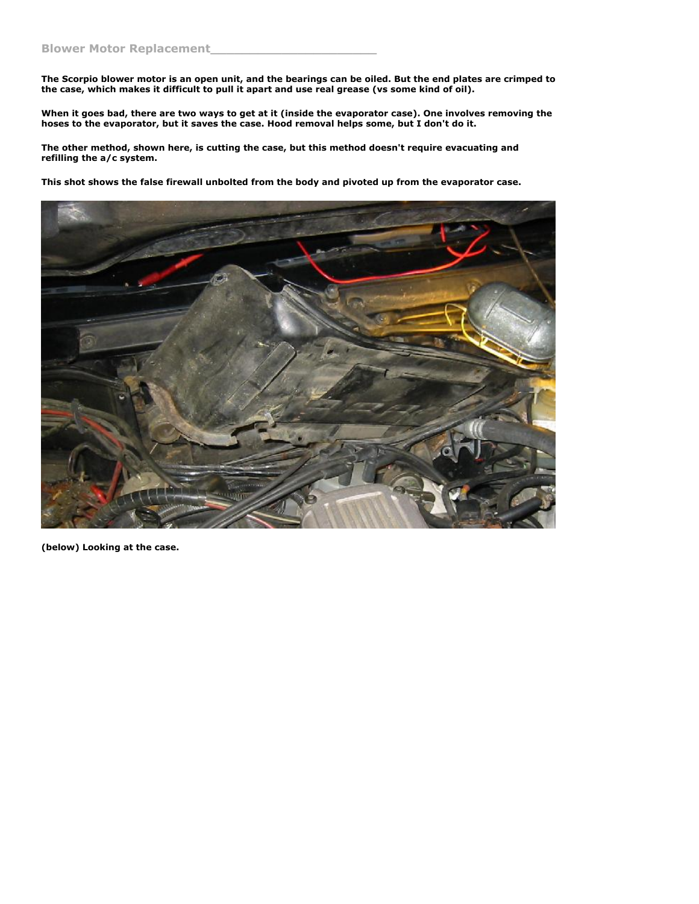## Blower Motor Replacement

**The Scorpio blower motor is an open unit, and the bearings can be oiled. But the end plates are crimped to the case, which makes it difficult to pull it apart and use real grease (vs some kind of oil).**

**When it goes bad, there are two ways to get at it (inside the evaporator case). One involves removing the hoses to the evaporator, but it saves the case. Hood removal helps some, but I don't do it.**

**The other method, shown here, is cutting the case, but this method doesn't require evacuating and refilling the a/c system.**

**This shot shows the false firewall unbolted from the body and pivoted up from the evaporator case.**

**(below) Looking at the case.**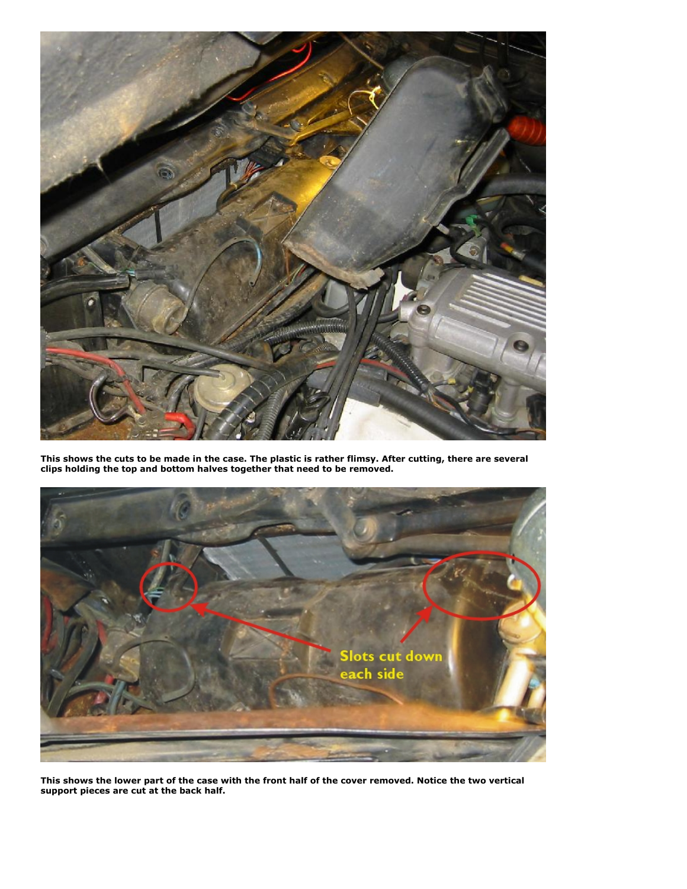**This shows the cuts to be made in the case. The plastic is rather flimsy. After cutting, there are several clips holding the top and bottom halves together that need to be removed.**

**This shows the lower part of the case with the front half of the cover removed. Notice the two vertical support pieces are cut at the back half.**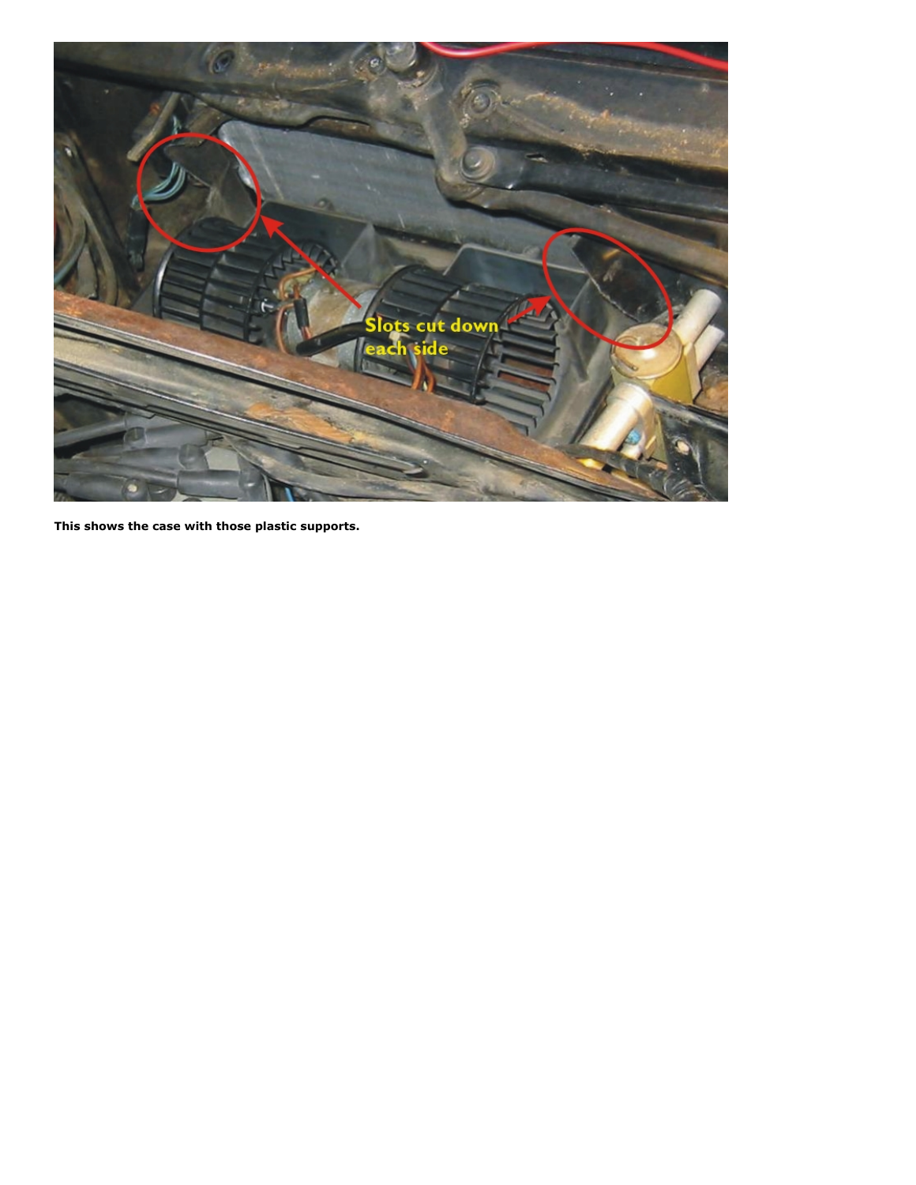**This shows the case with those plastic supports.**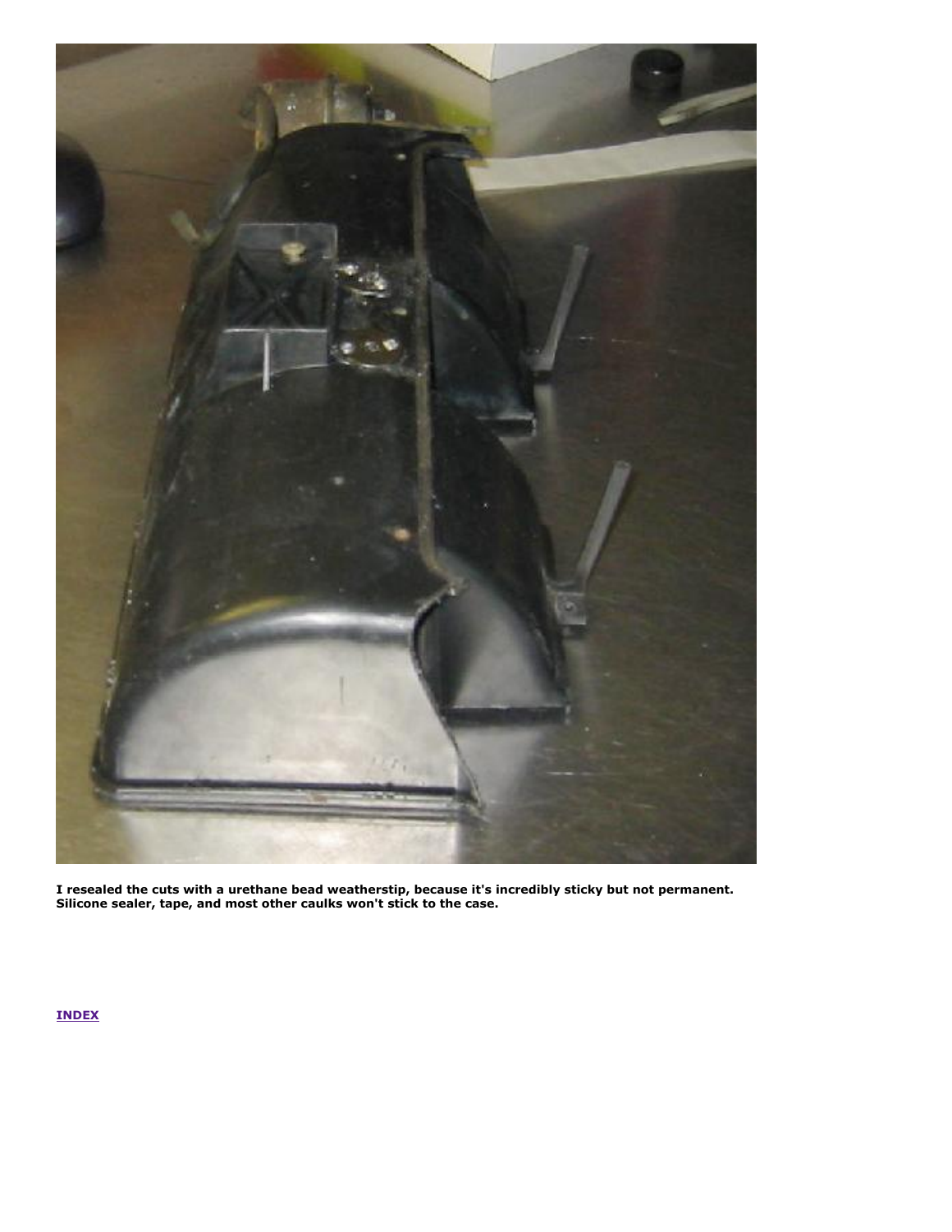**I resealed the cuts with a urethane bead weatherstip, because it's incredibly sticky but not permanent. Silicone sealer, tape, and most other caulks won't stick to the case.**

**INDEX**